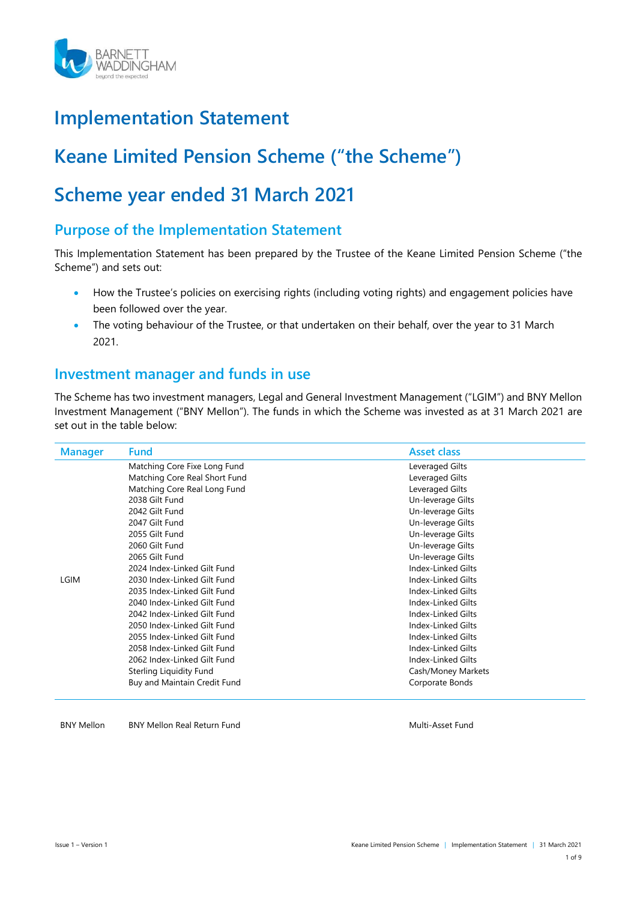# Implementation Statement

# Keane Limited Pension Scheme ("the Scheme")

# Scheme year ended 31 March 2021

## Purpose of the Implementation Statement

This Implementation Statement has been prepared by the Trustee of the Keane Limited Pension Scheme ("the Scheme") and sets out:

- How the Trustee's policies on exercising rights (including voting rights) and engagement policies have been followed over the year.
- The voting behaviour of the Trustee, or that undertaken on their behalf, over the year to 31 March 2021.

## Investment manager and funds in use

The Scheme has two investment managers, Legal and General Investment Management ("LGIM") and BNY Mellon Investment Management ("BNY Mellon"). The funds in which the Scheme was invested as at 31 March 2021 are set out in the table below:

| Manager | Fund | Asset class |
|---|---|---|
| LGIM | Matching Core Fixe Long Fund | Leveraged Gilts |
| | Matching Core Real Short Fund | Leveraged Gilts |
| | Matching Core Real Long Fund | Leveraged Gilts |
| | 2038 Gilt Fund | Un-leverage Gilts |
| | 2042 Gilt Fund | Un-leverage Gilts |
| | 2047 Gilt Fund | Un-leverage Gilts |
| | 2055 Gilt Fund | Un-leverage Gilts |
| | 2060 Gilt Fund | Un-leverage Gilts |
| | 2065 Gilt Fund | Un-leverage Gilts |
| | 2024 Index-Linked Gilt Fund | Index-Linked Gilts |
| | 2030 Index-Linked Gilt Fund | Index-Linked Gilts |
| | 2035 Index-Linked Gilt Fund | Index-Linked Gilts |
| | 2040 Index-Linked Gilt Fund | Index-Linked Gilts |
| | 2042 Index-Linked Gilt Fund | Index-Linked Gilts |
| | 2050 Index-Linked Gilt Fund | Index-Linked Gilts |
| | 2055 Index-Linked Gilt Fund | Index-Linked Gilts |
| | 2058 Index-Linked Gilt Fund | Index-Linked Gilts |
| | 2062 Index-Linked Gilt Fund | Index-Linked Gilts |
| | Sterling Liquidity Fund | Cash/Money Markets |
| | Buy and Maintain Credit Fund | Corporate Bonds |
| BNY Mellon | BNY Mellon Real Return Fund | Multi-Asset Fund |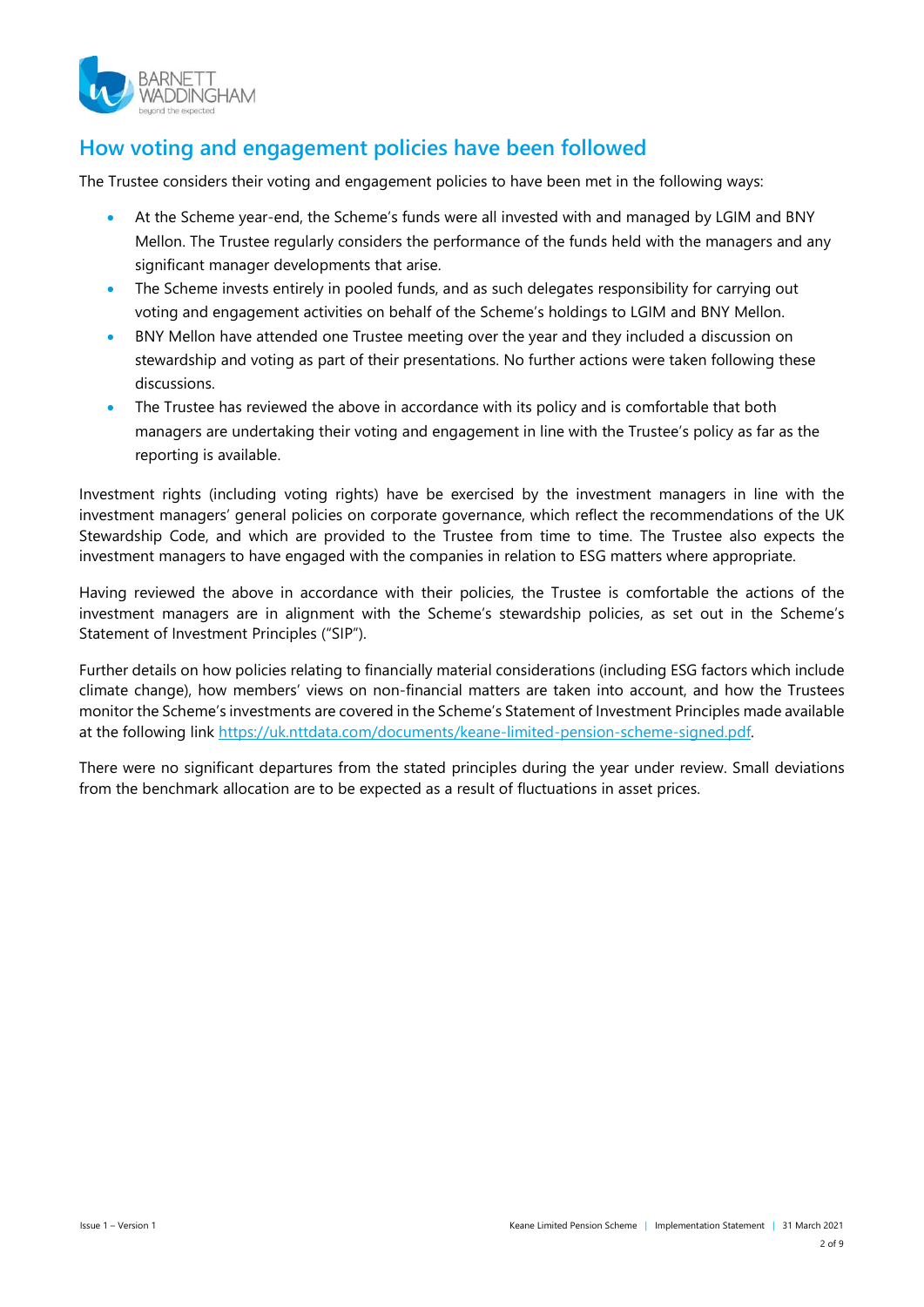## How voting and engagement policies have been followed

The Trustee considers their voting and engagement policies to have been met in the following ways:

- At the Scheme year-end, the Scheme's funds were all invested with and managed by LGIM and BNY Mellon. The Trustee regularly considers the performance of the funds held with the managers and any significant manager developments that arise.
- The Scheme invests entirely in pooled funds, and as such delegates responsibility for carrying out voting and engagement activities on behalf of the Scheme's holdings to LGIM and BNY Mellon.
- BNY Mellon have attended one Trustee meeting over the year and they included a discussion on stewardship and voting as part of their presentations. No further actions were taken following these discussions.
- The Trustee has reviewed the above in accordance with its policy and is comfortable that both managers are undertaking their voting and engagement in line with the Trustee's policy as far as the reporting is available.

Investment rights (including voting rights) have be exercised by the investment managers in line with the investment managers' general policies on corporate governance, which reflect the recommendations of the UK Stewardship Code, and which are provided to the Trustee from time to time. The Trustee also expects the investment managers to have engaged with the companies in relation to ESG matters where appropriate.

Having reviewed the above in accordance with their policies, the Trustee is comfortable the actions of the investment managers are in alignment with the Scheme's stewardship policies, as set out in the Scheme's Statement of Investment Principles ("SIP").

Further details on how policies relating to financially material considerations (including ESG factors which include climate change), how members' views on non-financial matters are taken into account, and how the Trustees monitor the Scheme's investments are covered in the Scheme's Statement of Investment Principles made available at the following link https://uk.nttdata.com/documents/keane-limited-pension-scheme-signed.pdf.

There were no significant departures from the stated principles during the year under review. Small deviations from the benchmark allocation are to be expected as a result of fluctuations in asset prices.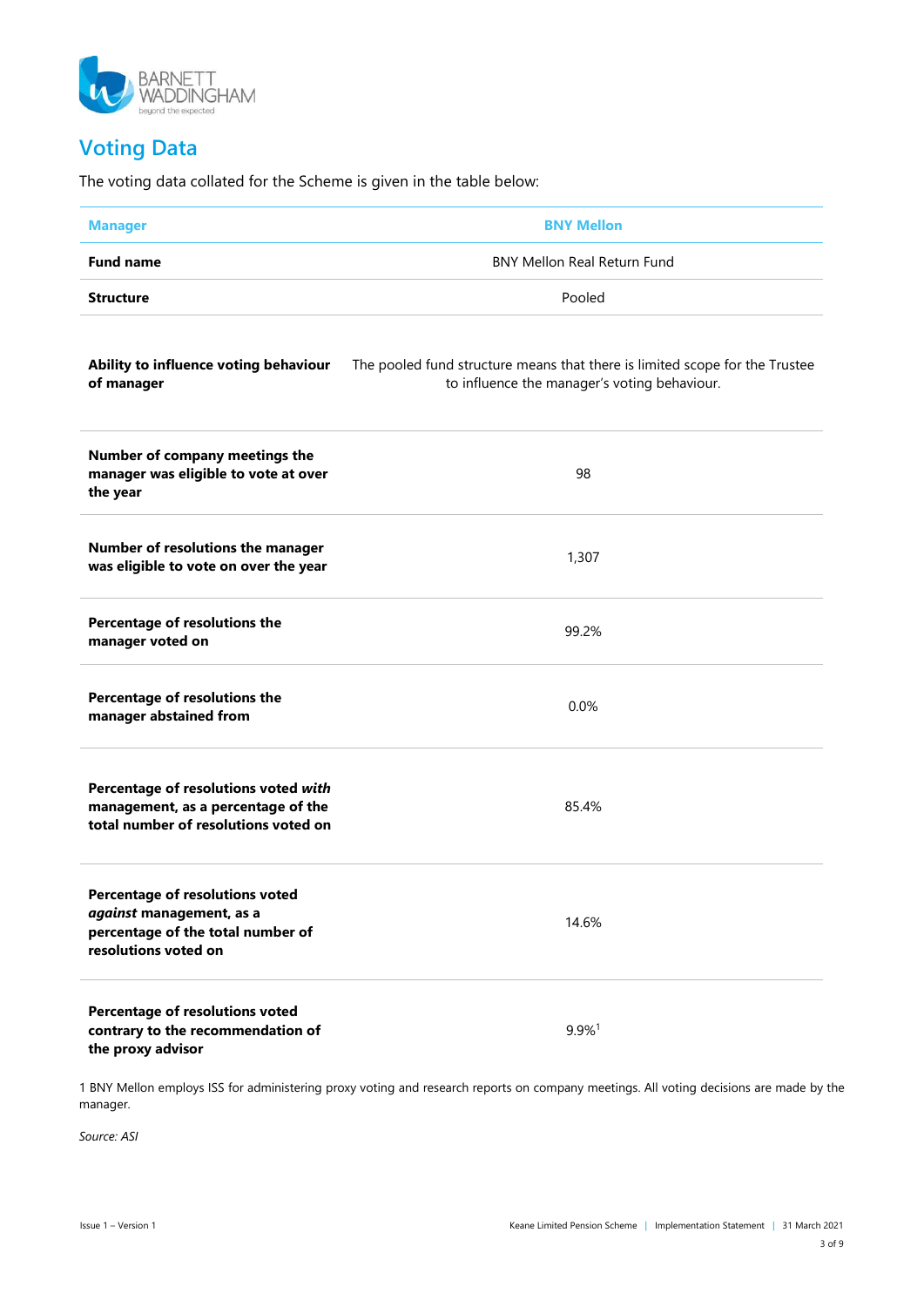## Voting Data

The voting data collated for the Scheme is given in the table below:

| **Manager** | **BNY Mellon** |
|---|---|
| **Fund name** | BNY Mellon Real Return Fund |
| **Structure** | Pooled |
| **Ability to influence voting behaviour of manager** | The pooled fund structure means that there is limited scope for the Trustee to influence the manager's voting behaviour. |
| **Number of company meetings the manager was eligible to vote at over the year** | 98 |
| **Number of resolutions the manager was eligible to vote on over the year** | 1,307 |
| **Percentage of resolutions the manager voted on** | 99.2% |
| **Percentage of resolutions the manager abstained from** | 0.0% |
| **Percentage of resolutions voted *with* management, as a percentage of the total number of resolutions voted on** | 85.4% |
| **Percentage of resolutions voted *against* management, as a percentage of the total number of resolutions voted on** | 14.6% |
| **Percentage of resolutions voted contrary to the recommendation of the proxy advisor** | 9.9%[1] |

1 BNY Mellon employs ISS for administering proxy voting and research reports on company meetings. All voting decisions are made by the manager.

*Source: ASI*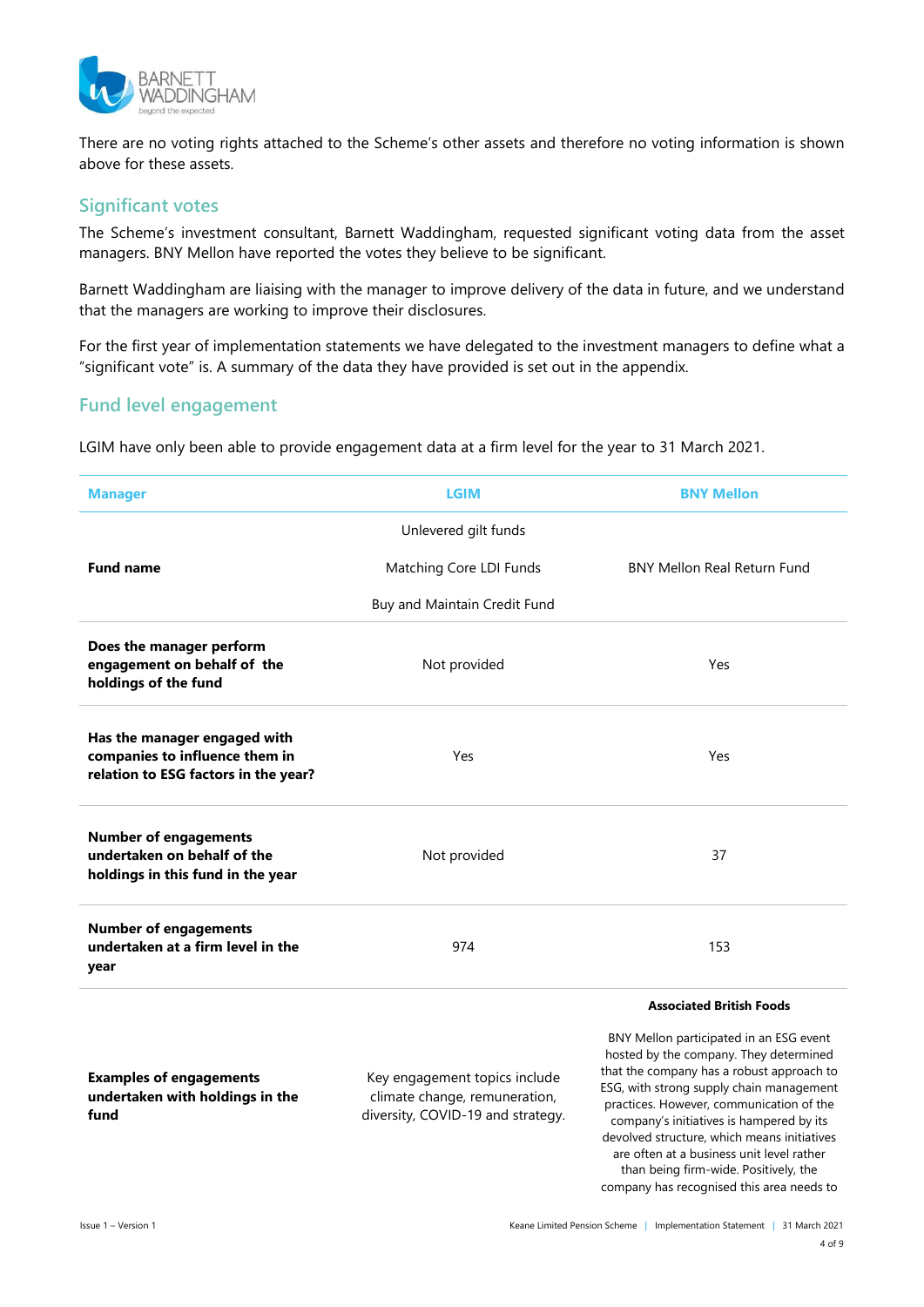There are no voting rights attached to the Scheme's other assets and therefore no voting information is shown above for these assets.

## Significant votes

The Scheme's investment consultant, Barnett Waddingham, requested significant voting data from the asset managers. BNY Mellon have reported the votes they believe to be significant.

Barnett Waddingham are liaising with the manager to improve delivery of the data in future, and we understand that the managers are working to improve their disclosures.

For the first year of implementation statements we have delegated to the investment managers to define what a "significant vote" is. A summary of the data they have provided is set out in the appendix.

## Fund level engagement

LGIM have only been able to provide engagement data at a firm level for the year to 31 March 2021.

| Manager | LGIM | BNY Mellon |
|---|---|---|
| **Fund name** | Unlevered gilt funds<br>Matching Core LDI Funds<br>Buy and Maintain Credit Fund | BNY Mellon Real Return Fund |
| **Does the manager perform engagement on behalf of the holdings of the fund** | Not provided | Yes |
| **Has the manager engaged with companies to influence them in relation to ESG factors in the year?** | Yes | Yes |
| **Number of engagements undertaken on behalf of the holdings in this fund in the year** | Not provided | 37 |
| **Number of engagements undertaken at a firm level in the year** | 974 | 153 |
| **Examples of engagements undertaken with holdings in the fund** | Key engagement topics include climate change, remuneration, diversity, COVID-19 and strategy. | **Associated British Foods**<br>BNY Mellon participated in an ESG event hosted by the company. They determined that the company has a robust approach to ESG, with strong supply chain management practices. However, communication of the company's initiatives is hampered by its devolved structure, which means initiatives are often at a business unit level rather than being firm-wide. Positively, the company has recognised this area needs to |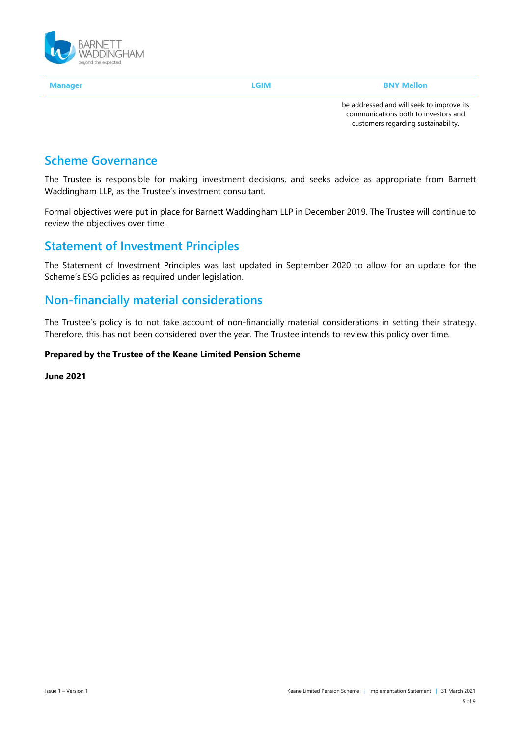| Manager | LGIM | BNY Mellon |
| --- | --- | --- |
| | | be addressed and will seek to improve its communications both to investors and customers regarding sustainability. |

## Scheme Governance

The Trustee is responsible for making investment decisions, and seeks advice as appropriate from Barnett Waddingham LLP, as the Trustee's investment consultant.

Formal objectives were put in place for Barnett Waddingham LLP in December 2019. The Trustee will continue to review the objectives over time.

## Statement of Investment Principles

The Statement of Investment Principles was last updated in September 2020 to allow for an update for the Scheme's ESG policies as required under legislation.

## Non-financially material considerations

The Trustee's policy is to not take account of non-financially material considerations in setting their strategy. Therefore, this has not been considered over the year. The Trustee intends to review this policy over time.

**Prepared by the Trustee of the Keane Limited Pension Scheme**

**June 2021**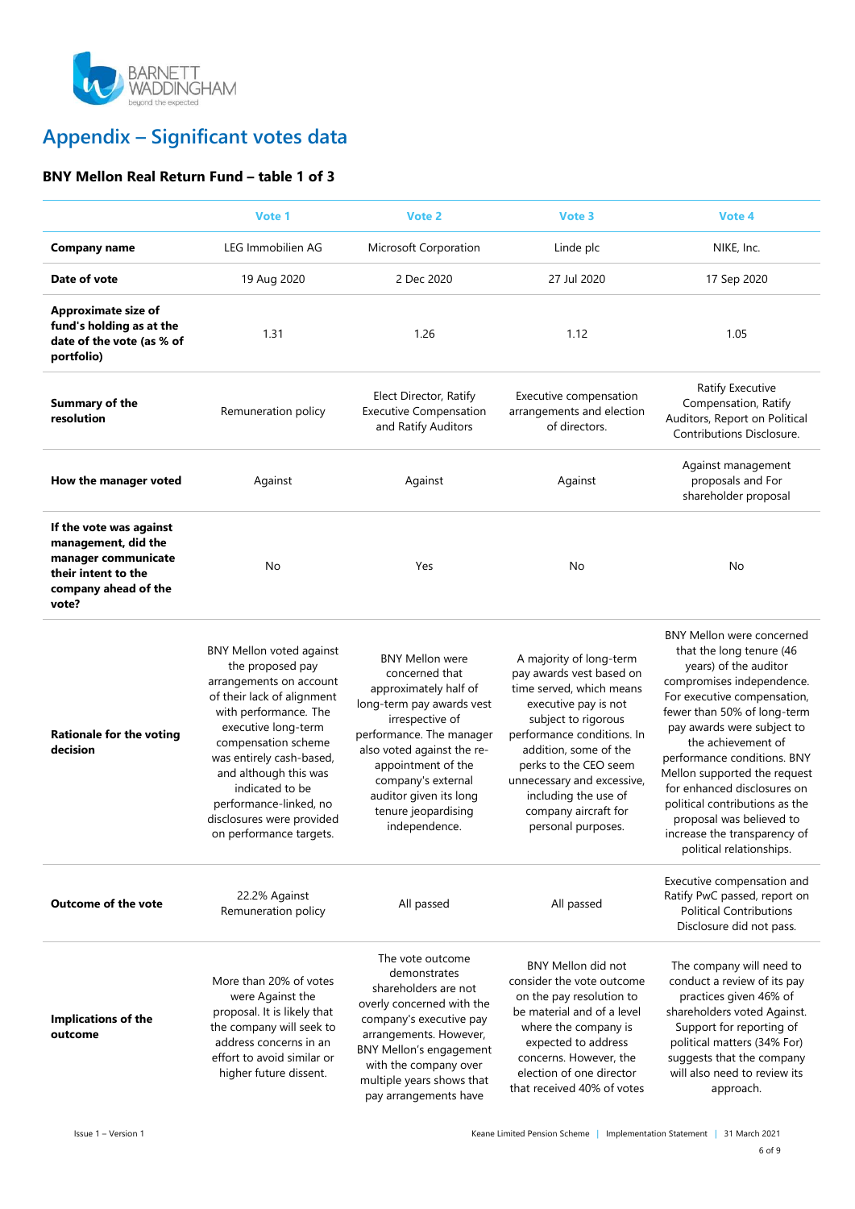# Appendix – Significant votes data

### BNY Mellon Real Return Fund – table 1 of 3

| | Vote 1 | Vote 2 | Vote 3 | Vote 4 |
|---|---|---|---|---|
| **Company name** | LEG Immobilien AG | Microsoft Corporation | Linde plc | NIKE, Inc. |
| **Date of vote** | 19 Aug 2020 | 2 Dec 2020 | 27 Jul 2020 | 17 Sep 2020 |
| **Approximate size of fund's holding as at the date of the vote (as % of portfolio)** | 1.31 | 1.26 | 1.12 | 1.05 |
| **Summary of the resolution** | Remuneration policy | Elect Director, Ratify Executive Compensation and Ratify Auditors | Executive compensation arrangements and election of directors. | Ratify Executive Compensation, Ratify Auditors, Report on Political Contributions Disclosure. |
| **How the manager voted** | Against | Against | Against | Against management proposals and For shareholder proposal |
| **If the vote was against management, did the manager communicate their intent to the company ahead of the vote?** | No | Yes | No | No |
| **Rationale for the voting decision** | BNY Mellon voted against the proposed pay arrangements on account of their lack of alignment with performance. The executive long-term compensation scheme was entirely cash-based, and although this was indicated to be performance-linked, no disclosures were provided on performance targets. | BNY Mellon were concerned that approximately half of long-term pay awards vest irrespective of performance. The manager also voted against the re-appointment of the company's external auditor given its long tenure jeopardising independence. | A majority of long-term pay awards vest based on time served, which means executive pay is not subject to rigorous performance conditions. In addition, some of the perks to the CEO seem unnecessary and excessive, including the use of company aircraft for personal purposes. | BNY Mellon were concerned that the long tenure (46 years) of the auditor compromises independence. For executive compensation, fewer than 50% of long-term pay awards were subject to the achievement of performance conditions. BNY Mellon supported the request for enhanced disclosures on political contributions as the proposal was believed to increase the transparency of political relationships. |
| **Outcome of the vote** | 22.2% Against Remuneration policy | All passed | All passed | Executive compensation and Ratify PwC passed, report on Political Contributions Disclosure did not pass. |
| **Implications of the outcome** | More than 20% of votes were Against the proposal. It is likely that the company will seek to address concerns in an effort to avoid similar or higher future dissent. | The vote outcome demonstrates shareholders are not overly concerned with the company's executive pay arrangements. However, BNY Mellon's engagement with the company over multiple years shows that pay arrangements have | BNY Mellon did not consider the vote outcome on the pay resolution to be material and of a level where the company is expected to address concerns. However, the election of one director that received 40% of votes | The company will need to conduct a review of its pay practices given 46% of shareholders voted Against. Support for reporting of political matters (34% For) suggests that the company will also need to review its approach. |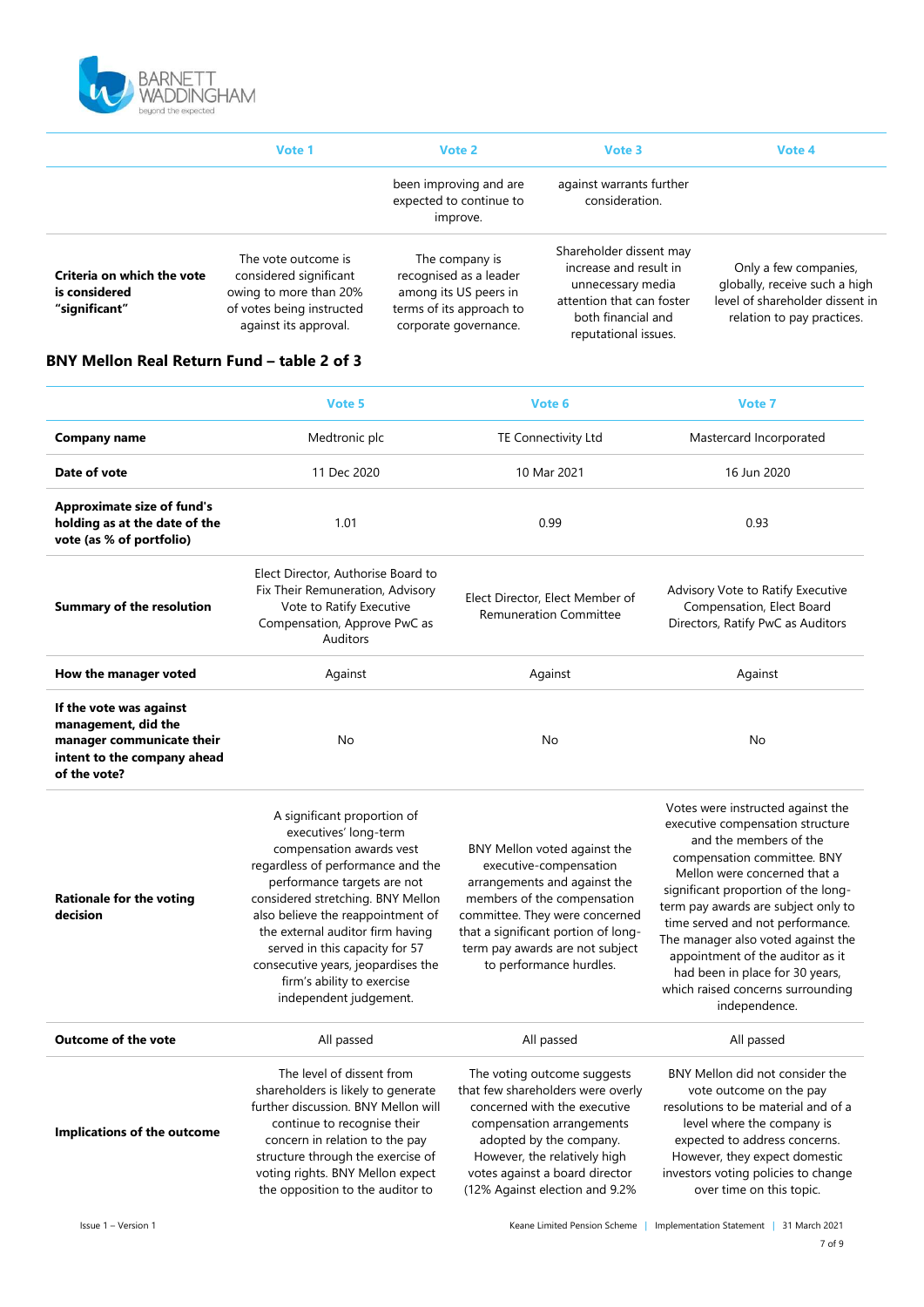|  | Vote 1 | Vote 2 | Vote 3 | Vote 4 |
|---|---|---|---|---|
|  |  | been improving and are expected to continue to improve. | against warrants further consideration. |  |
| **Criteria on which the vote is considered "significant"** | The vote outcome is considered significant owing to more than 20% of votes being instructed against its approval. | The company is recognised as a leader among its US peers in terms of its approach to corporate governance. | Shareholder dissent may increase and result in unnecessary media attention that can foster both financial and reputational issues. | Only a few companies, globally, receive such a high level of shareholder dissent in relation to pay practices. |

### BNY Mellon Real Return Fund – table 2 of 3

|  | Vote 5 | Vote 6 | Vote 7 |
|---|---|---|---|
| **Company name** | Medtronic plc | TE Connectivity Ltd | Mastercard Incorporated |
| **Date of vote** | 11 Dec 2020 | 10 Mar 2021 | 16 Jun 2020 |
| **Approximate size of fund's holding as at the date of the vote (as % of portfolio)** | 1.01 | 0.99 | 0.93 |
| **Summary of the resolution** | Elect Director, Authorise Board to Fix Their Remuneration, Advisory Vote to Ratify Executive Compensation, Approve PwC as Auditors | Elect Director, Elect Member of Remuneration Committee | Advisory Vote to Ratify Executive Compensation, Elect Board Directors, Ratify PwC as Auditors |
| **How the manager voted** | Against | Against | Against |
| **If the vote was against management, did the manager communicate their intent to the company ahead of the vote?** | No | No | No |
| **Rationale for the voting decision** | A significant proportion of executives' long-term compensation awards vest regardless of performance and the performance targets are not considered stretching. BNY Mellon also believe the reappointment of the external auditor firm having served in this capacity for 57 consecutive years, jeopardises the firm's ability to exercise independent judgement. | BNY Mellon voted against the executive-compensation arrangements and against the members of the compensation committee. They were concerned that a significant portion of long-term pay awards are not subject to performance hurdles. | Votes were instructed against the executive compensation structure and the members of the compensation committee. BNY Mellon were concerned that a significant proportion of the long-term pay awards are subject only to time served and not performance. The manager also voted against the appointment of the auditor as it had been in place for 30 years, which raised concerns surrounding independence. |
| **Outcome of the vote** | All passed | All passed | All passed |
| **Implications of the outcome** | The level of dissent from shareholders is likely to generate further discussion. BNY Mellon will continue to recognise their concern in relation to the pay structure through the exercise of voting rights. BNY Mellon expect the opposition to the auditor to | The voting outcome suggests that few shareholders were overly concerned with the executive compensation arrangements adopted by the company. However, the relatively high votes against a board director (12% Against election and 9.2% | BNY Mellon did not consider the vote outcome on the pay resolutions to be material and of a level where the company is expected to address concerns. However, they expect domestic investors voting policies to change over time on this topic. |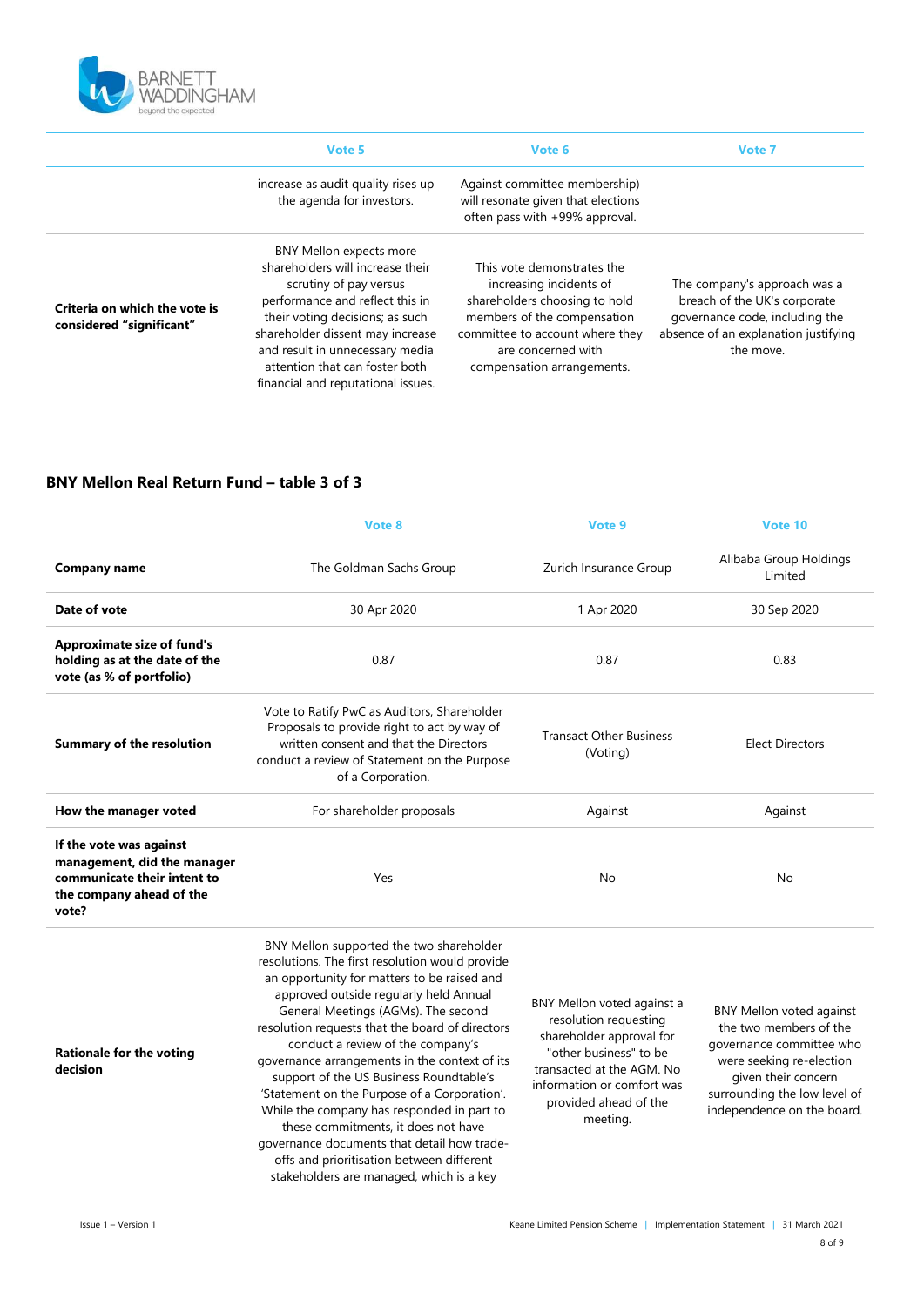| | Vote 5 | Vote 6 | Vote 7 |
|---|---|---|---|
| | increase as audit quality rises up the agenda for investors. | Against committee membership) will resonate given that elections often pass with +99% approval. | |
| **Criteria on which the vote is considered "significant"** | BNY Mellon expects more shareholders will increase their scrutiny of pay versus performance and reflect this in their voting decisions; as such shareholder dissent may increase and result in unnecessary media attention that can foster both financial and reputational issues. | This vote demonstrates the increasing incidents of shareholders choosing to hold members of the compensation committee to account where they are concerned with compensation arrangements. | The company's approach was a breach of the UK's corporate governance code, including the absence of an explanation justifying the move. |

## BNY Mellon Real Return Fund – table 3 of 3

| | Vote 8 | Vote 9 | Vote 10 |
|---|---|---|---|
| **Company name** | The Goldman Sachs Group | Zurich Insurance Group | Alibaba Group Holdings Limited |
| **Date of vote** | 30 Apr 2020 | 1 Apr 2020 | 30 Sep 2020 |
| **Approximate size of fund's holding as at the date of the vote (as % of portfolio)** | 0.87 | 0.87 | 0.83 |
| **Summary of the resolution** | Vote to Ratify PwC as Auditors, Shareholder Proposals to provide right to act by way of written consent and that the Directors conduct a review of Statement on the Purpose of a Corporation. | Transact Other Business (Voting) | Elect Directors |
| **How the manager voted** | For shareholder proposals | Against | Against |
| **If the vote was against management, did the manager communicate their intent to the company ahead of the vote?** | Yes | No | No |
| **Rationale for the voting decision** | BNY Mellon supported the two shareholder resolutions. The first resolution would provide an opportunity for matters to be raised and approved outside regularly held Annual General Meetings (AGMs). The second resolution requests that the board of directors conduct a review of the company's governance arrangements in the context of its support of the US Business Roundtable's 'Statement on the Purpose of a Corporation'. While the company has responded in part to these commitments, it does not have governance documents that detail how trade-offs and prioritisation between different stakeholders are managed, which is a key | BNY Mellon voted against a resolution requesting shareholder approval for "other business" to be transacted at the AGM. No information or comfort was provided ahead of the meeting. | BNY Mellon voted against the two members of the governance committee who were seeking re-election given their concern surrounding the low level of independence on the board. |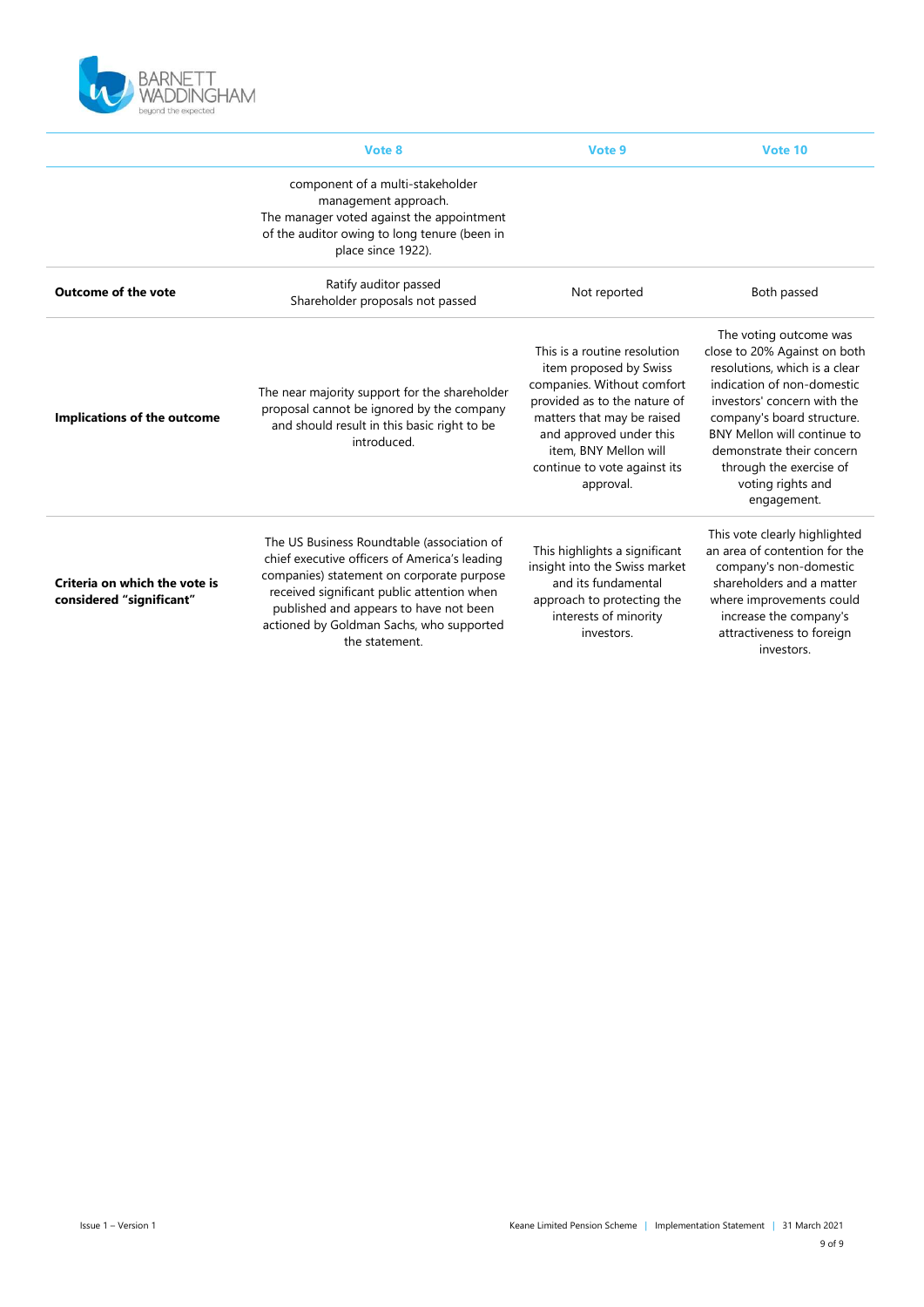| | Vote 8 | Vote 9 | Vote 10 |
|---|---|---|---|
| | component of a multi-stakeholder management approach. The manager voted against the appointment of the auditor owing to long tenure (been in place since 1922). | | |
| **Outcome of the vote** | Ratify auditor passed Shareholder proposals not passed | Not reported | Both passed |
| **Implications of the outcome** | The near majority support for the shareholder proposal cannot be ignored by the company and should result in this basic right to be introduced. | This is a routine resolution item proposed by Swiss companies. Without comfort provided as to the nature of matters that may be raised and approved under this item, BNY Mellon will continue to vote against its approval. | The voting outcome was close to 20% Against on both resolutions, which is a clear indication of non-domestic investors' concern with the company's board structure. BNY Mellon will continue to demonstrate their concern through the exercise of voting rights and engagement. |
| **Criteria on which the vote is considered "significant"** | The US Business Roundtable (association of chief executive officers of America's leading companies) statement on corporate purpose received significant public attention when published and appears to have not been actioned by Goldman Sachs, who supported the statement. | This highlights a significant insight into the Swiss market and its fundamental approach to protecting the interests of minority investors. | This vote clearly highlighted an area of contention for the company's non-domestic shareholders and a matter where improvements could increase the company's attractiveness to foreign investors. |